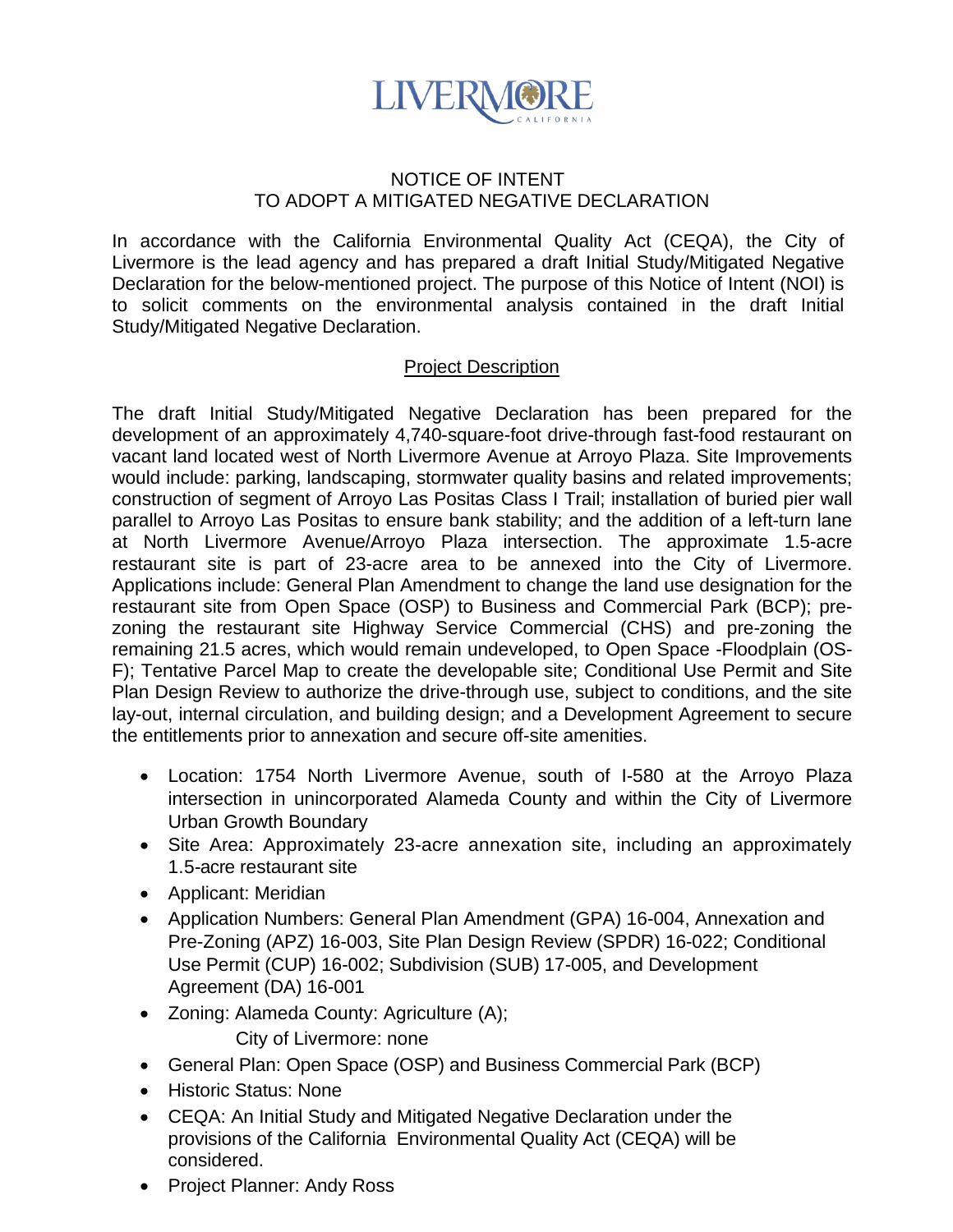LIVERMORE
CALIFORNIA

# NOTICE OF INTENT
# TO ADOPT A MITIGATED NEGATIVE DECLARATION

In accordance with the California Environmental Quality Act (CEQA), the City of Livermore is the lead agency and has prepared a draft Initial Study/Mitigated Negative Declaration for the below-mentioned project. The purpose of this Notice of Intent (NOI) is to solicit comments on the environmental analysis contained in the draft Initial Study/Mitigated Negative Declaration.

## Project Description

The draft Initial Study/Mitigated Negative Declaration has been prepared for the development of an approximately 4,740-square-foot drive-through fast-food restaurant on vacant land located west of North Livermore Avenue at Arroyo Plaza. Site Improvements would include: parking, landscaping, stormwater quality basins and related improvements; construction of segment of Arroyo Las Positas Class I Trail; installation of buried pier wall parallel to Arroyo Las Positas to ensure bank stability; and the addition of a left-turn lane at North Livermore Avenue/Arroyo Plaza intersection. The approximate 1.5-acre restaurant site is part of 23-acre area to be annexed into the City of Livermore. Applications include: General Plan Amendment to change the land use designation for the restaurant site from Open Space (OSP) to Business and Commercial Park (BCP); pre-zoning the restaurant site Highway Service Commercial (CHS) and pre-zoning the remaining 21.5 acres, which would remain undeveloped, to Open Space -Floodplain (OS-F); Tentative Parcel Map to create the developable site; Conditional Use Permit and Site Plan Design Review to authorize the drive-through use, subject to conditions, and the site lay-out, internal circulation, and building design; and a Development Agreement to secure the entitlements prior to annexation and secure off-site amenities.

- Location: 1754 North Livermore Avenue, south of I-580 at the Arroyo Plaza intersection in unincorporated Alameda County and within the City of Livermore Urban Growth Boundary
- Site Area: Approximately 23-acre annexation site, including an approximately 1.5-acre restaurant site
- Applicant: Meridian
- Application Numbers: General Plan Amendment (GPA) 16-004, Annexation and Pre-Zoning (APZ) 16-003, Site Plan Design Review (SPDR) 16-022; Conditional Use Permit (CUP) 16-002; Subdivision (SUB) 17-005, and Development Agreement (DA) 16-001
- Zoning: Alameda County: Agriculture (A);
  City of Livermore: none
- General Plan: Open Space (OSP) and Business Commercial Park (BCP)
- Historic Status: None
- CEQA: An Initial Study and Mitigated Negative Declaration under the provisions of the California Environmental Quality Act (CEQA) will be considered.
- Project Planner: Andy Ross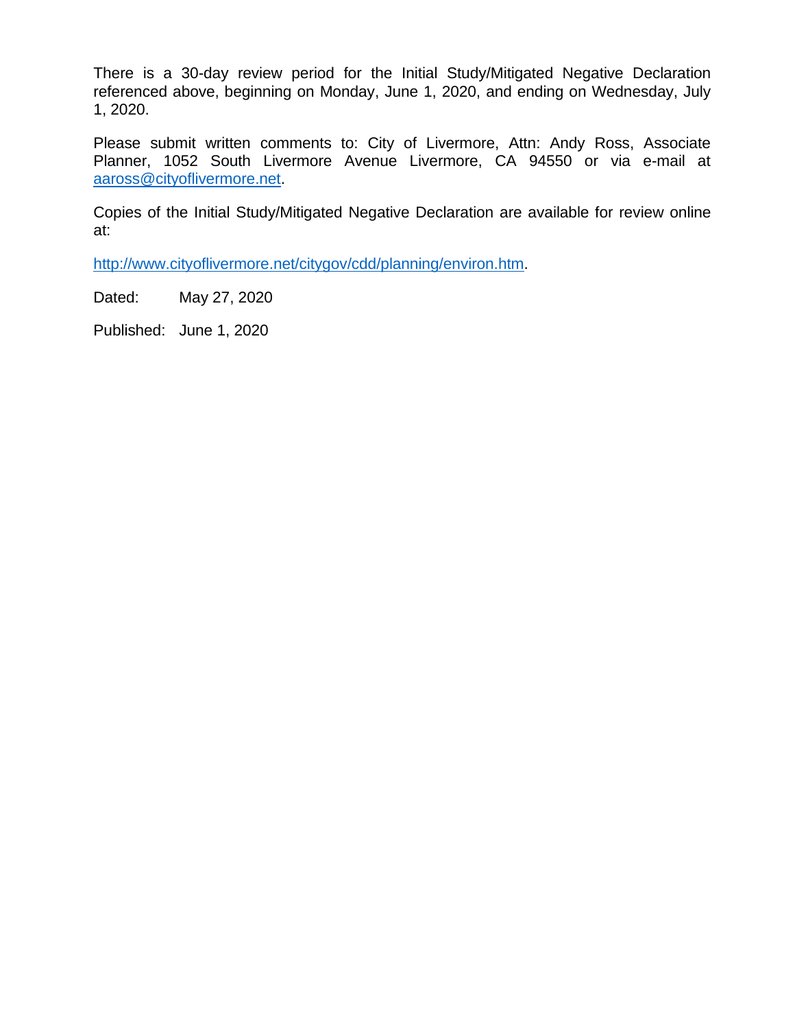There is a 30-day review period for the Initial Study/Mitigated Negative Declaration referenced above, beginning on Monday, June 1, 2020, and ending on Wednesday, July 1, 2020.

Please submit written comments to: City of Livermore, Attn: Andy Ross, Associate Planner, 1052 South Livermore Avenue Livermore, CA 94550 or via e-mail at aaross@cityoflivermore.net.

Copies of the Initial Study/Mitigated Negative Declaration are available for review online at:

http://www.cityoflivermore.net/citygov/cdd/planning/environ.htm.

Dated: May 27, 2020

Published: June 1, 2020